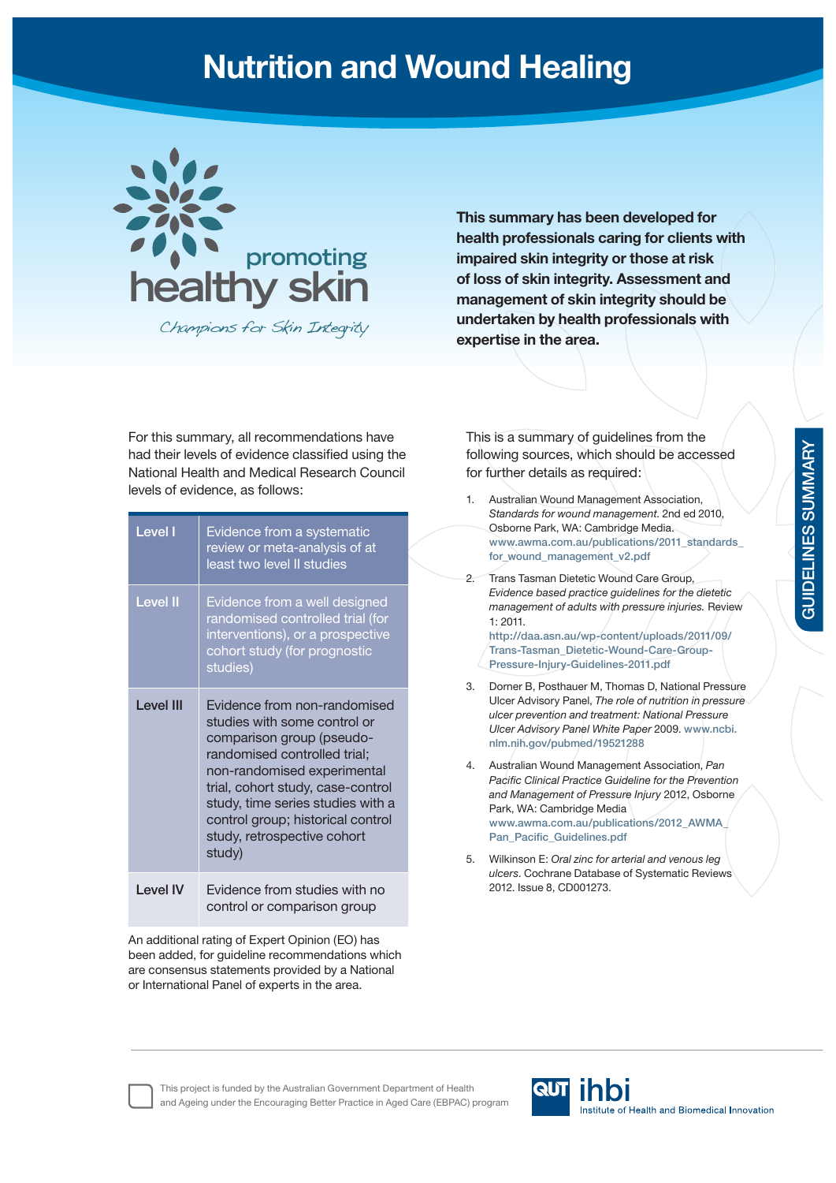# Nutrition and Wound Healing

promoting healthy skin

Champions for Skin Integrity

**This summary has been developed for health professionals caring for clients with impaired skin integrity or those at risk of loss of skin integrity. Assessment and management of skin integrity should be undertaken by health professionals with expertise in the area.**

GUIDELINES SUMMARY

For this summary, all recommendations have had their levels of evidence classified using the National Health and Medical Research Council levels of evidence, as follows:

| | |
|---|---|
| Level I | Evidence from a systematic review or meta-analysis of at least two level II studies |
| Level II | Evidence from a well designed randomised controlled trial (for interventions), or a prospective cohort study (for prognostic studies) |
| Level III | Evidence from non-randomised studies with some control or comparison group (pseudo-randomised controlled trial; non-randomised experimental trial, cohort study, case-control study, time series studies with a control group; historical control study, retrospective cohort study) |
| Level IV | Evidence from studies with no control or comparison group |

An additional rating of Expert Opinion (EO) has been added, for guideline recommendations which are consensus statements provided by a National or International Panel of experts in the area.

This is a summary of guidelines from the following sources, which should be accessed for further details as required:

1. Australian Wound Management Association, *Standards for wound management*. 2nd ed 2010, Osborne Park, WA: Cambridge Media. www.awma.com.au/publications/2011_standards_for_wound_management_v2.pdf
2. Trans Tasman Dietetic Wound Care Group, *Evidence based practice guidelines for the dietetic management of adults with pressure injuries.* Review 1: 2011. http://daa.asn.au/wp-content/uploads/2011/09/Trans-Tasman_Dietetic-Wound-Care-Group-Pressure-Injury-Guidelines-2011.pdf
3. Dorner B, Posthauer M, Thomas D, National Pressure Ulcer Advisory Panel, *The role of nutrition in pressure ulcer prevention and treatment: National Pressure Ulcer Advisory Panel White Paper* 2009. www.ncbi.nlm.nih.gov/pubmed/19521288
4. Australian Wound Management Association, *Pan Pacific Clinical Practice Guideline for the Prevention and Management of Pressure Injury* 2012, Osborne Park, WA: Cambridge Media www.awma.com.au/publications/2012_AWMA_Pan_Pacific_Guidelines.pdf
5. Wilkinson E: *Oral zinc for arterial and venous leg ulcers*. Cochrane Database of Systematic Reviews 2012. Issue 8, CD001273.

This project is funded by the Australian Government Department of Health and Ageing under the Encouraging Better Practice in Aged Care (EBPAC) program

QUT ihbi Institute of Health and Biomedical Innovation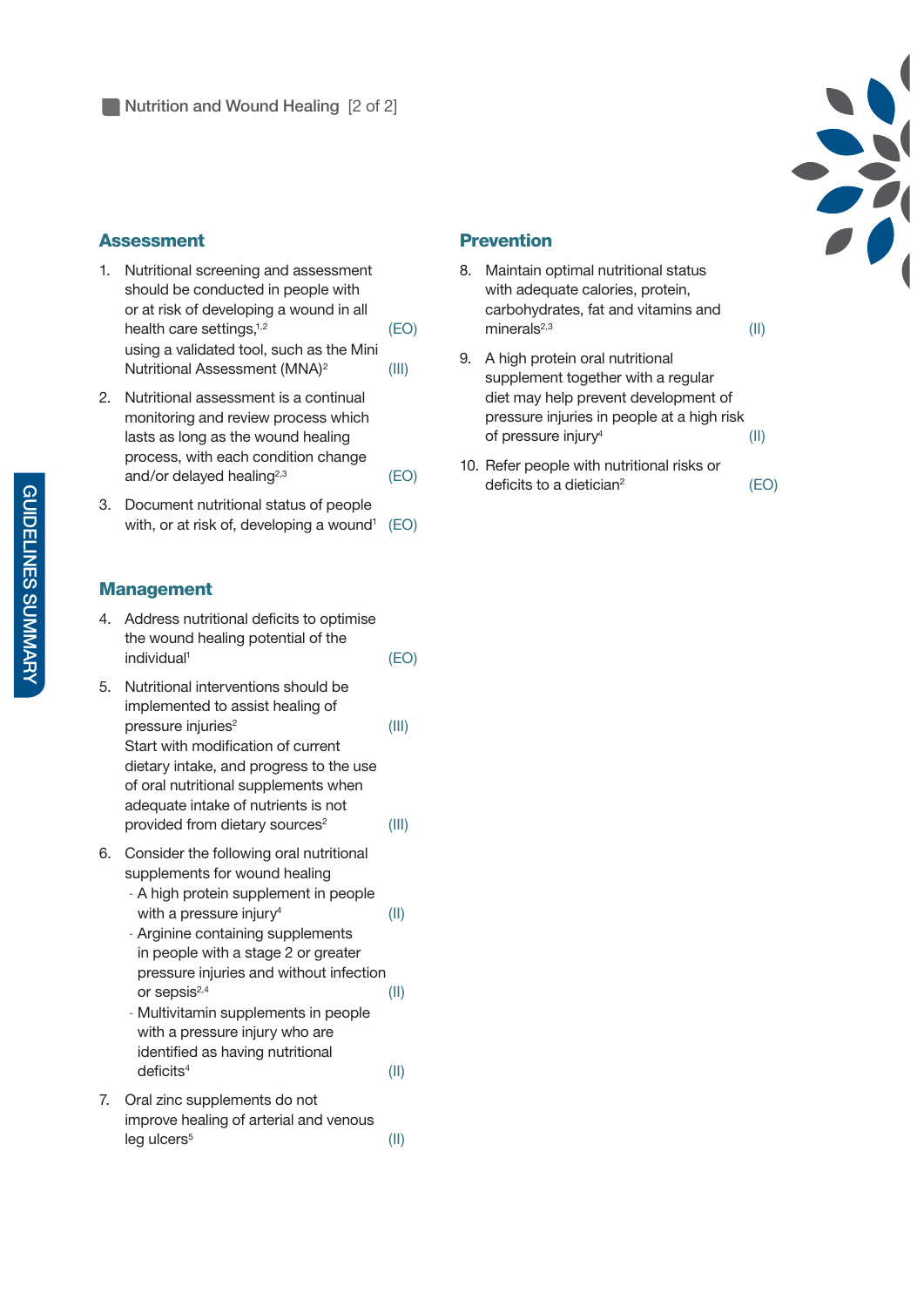# Nutrition and Wound Healing [2 of 2]

## Assessment

1. Nutritional screening and assessment should be conducted in people with or at risk of developing a wound in all health care settings,[1,2] (EO)
   using a validated tool, such as the Mini Nutritional Assessment (MNA)[2] (III)
2. Nutritional assessment is a continual monitoring and review process which lasts as long as the wound healing process, with each condition change and/or delayed healing[2,3] (EO)
3. Document nutritional status of people with, or at risk of, developing a wound[1] (EO)

## Management

4. Address nutritional deficits to optimise the wound healing potential of the individual[1] (EO)
5. Nutritional interventions should be implemented to assist healing of pressure injuries[2] (III)
   Start with modification of current dietary intake, and progress to the use of oral nutritional supplements when adequate intake of nutrients is not provided from dietary sources[2] (III)
6. Consider the following oral nutritional supplements for wound healing
   - A high protein supplement in people with a pressure injury[4] (II)
   - Arginine containing supplements in people with a stage 2 or greater pressure injuries and without infection or sepsis[2,4] (II)
   - Multivitamin supplements in people with a pressure injury who are identified as having nutritional deficits[4] (II)
7. Oral zinc supplements do not improve healing of arterial and venous leg ulcers[5] (II)

## Prevention

8. Maintain optimal nutritional status with adequate calories, protein, carbohydrates, fat and vitamins and minerals[2,3] (II)
9. A high protein oral nutritional supplement together with a regular diet may help prevent development of pressure injuries in people at a high risk of pressure injury[4] (II)
10. Refer people with nutritional risks or deficits to a dietician[2] (EO)

GUIDELINES SUMMARY